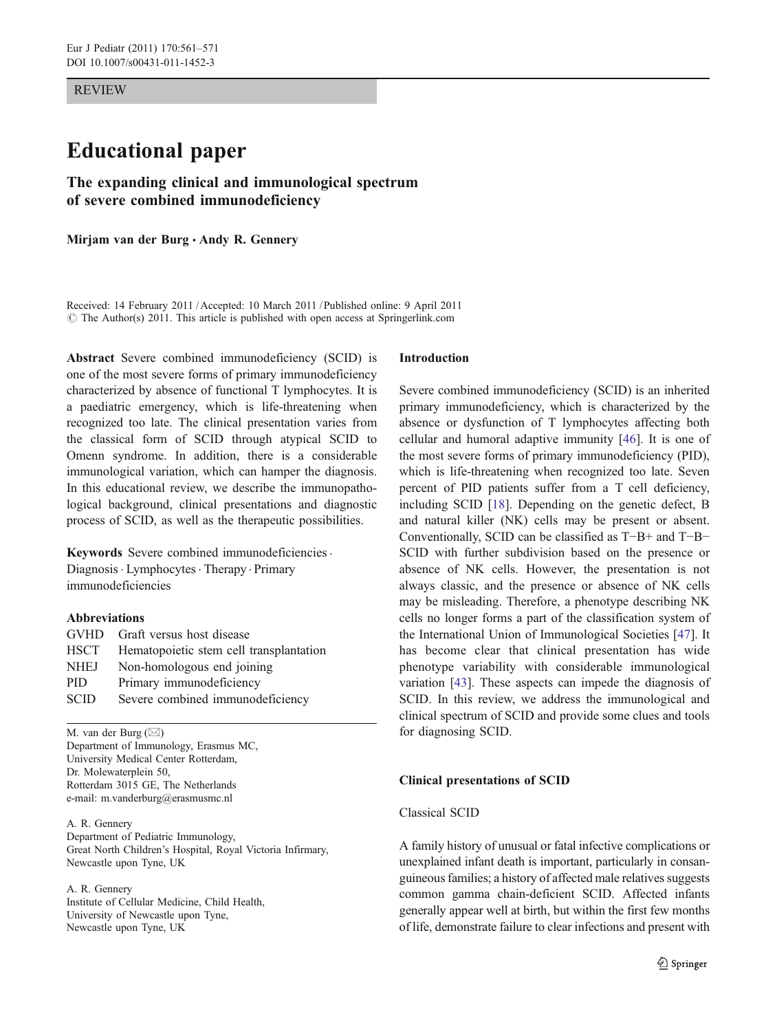REVIEW

# Educational paper

## The expanding clinical and immunological spectrum of severe combined immunodeficiency

**Mirjam van der Burg · Andy R. Gennery**

Received: 14 February 2011 / Accepted: 10 March 2011 / Published online: 9 April 2011
© The Author(s) 2011. This article is published with open access at Springerlink.com

**Abstract** Severe combined immunodeficiency (SCID) is one of the most severe forms of primary immunodeficiency characterized by absence of functional T lymphocytes. It is a paediatric emergency, which is life-threatening when recognized too late. The clinical presentation varies from the classical form of SCID through atypical SCID to Omenn syndrome. In addition, there is a considerable immunological variation, which can hamper the diagnosis. In this educational review, we describe the immunopathological background, clinical presentations and diagnostic process of SCID, as well as the therapeutic possibilities.

**Keywords** Severe combined immunodeficiencies · Diagnosis · Lymphocytes · Therapy · Primary immunodeficiencies

**Abbreviations**

| | |
|---|---|
| GVHD | Graft versus host disease |
| HSCT | Hematopoietic stem cell transplantation |
| NHEJ | Non-homologous end joining |
| PID | Primary immunodeficiency |
| SCID | Severe combined immunodeficiency |

M. van der Burg (✉)
Department of Immunology, Erasmus MC,
University Medical Center Rotterdam,
Dr. Molewaterplein 50,
Rotterdam 3015 GE, The Netherlands
e-mail: m.vanderburg@erasmusmc.nl

A. R. Gennery
Department of Pediatric Immunology,
Great North Children's Hospital, Royal Victoria Infirmary,
Newcastle upon Tyne, UK

A. R. Gennery
Institute of Cellular Medicine, Child Health,
University of Newcastle upon Tyne,
Newcastle upon Tyne, UK

### Introduction

Severe combined immunodeficiency (SCID) is an inherited primary immunodeficiency, which is characterized by the absence or dysfunction of T lymphocytes affecting both cellular and humoral adaptive immunity [46]. It is one of the most severe forms of primary immunodeficiency (PID), which is life-threatening when recognized too late. Seven percent of PID patients suffer from a T cell deficiency, including SCID [18]. Depending on the genetic defect, B and natural killer (NK) cells may be present or absent. Conventionally, SCID can be classified as T−B+ and T−B− SCID with further subdivision based on the presence or absence of NK cells. However, the presentation is not always classic, and the presence or absence of NK cells may be misleading. Therefore, a phenotype describing NK cells no longer forms a part of the classification system of the International Union of Immunological Societies [47]. It has become clear that clinical presentation has wide phenotype variability with considerable immunological variation [43]. These aspects can impede the diagnosis of SCID. In this review, we address the immunological and clinical spectrum of SCID and provide some clues and tools for diagnosing SCID.

### Clinical presentations of SCID

#### Classical SCID

A family history of unusual or fatal infective complications or unexplained infant death is important, particularly in consanguineous families; a history of affected male relatives suggests common gamma chain-deficient SCID. Affected infants generally appear well at birth, but within the first few months of life, demonstrate failure to clear infections and present with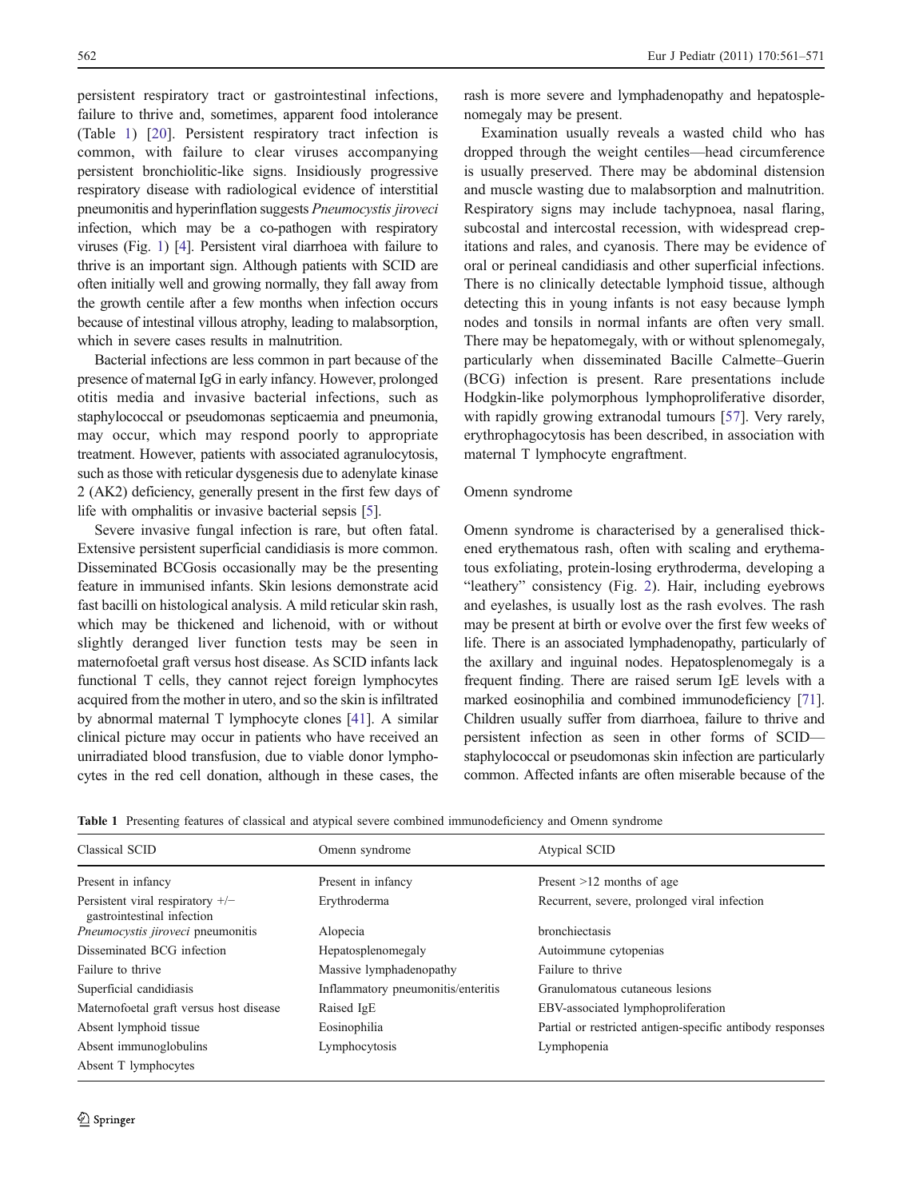persistent respiratory tract or gastrointestinal infections, failure to thrive and, sometimes, apparent food intolerance (Table 1) [20]. Persistent respiratory tract infection is common, with failure to clear viruses accompanying persistent bronchiolitic-like signs. Insidiously progressive respiratory disease with radiological evidence of interstitial pneumonitis and hyperinflation suggests *Pneumocystis jiroveci* infection, which may be a co-pathogen with respiratory viruses (Fig. 1) [4]. Persistent viral diarrhoea with failure to thrive is an important sign. Although patients with SCID are often initially well and growing normally, they fall away from the growth centile after a few months when infection occurs because of intestinal villous atrophy, leading to malabsorption, which in severe cases results in malnutrition.

Bacterial infections are less common in part because of the presence of maternal IgG in early infancy. However, prolonged otitis media and invasive bacterial infections, such as staphylococcal or pseudomonas septicaemia and pneumonia, may occur, which may respond poorly to appropriate treatment. However, patients with associated agranulocytosis, such as those with reticular dysgenesis due to adenylate kinase 2 (AK2) deficiency, generally present in the first few days of life with omphalitis or invasive bacterial sepsis [5].

Severe invasive fungal infection is rare, but often fatal. Extensive persistent superficial candidiasis is more common. Disseminated BCGosis occasionally may be the presenting feature in immunised infants. Skin lesions demonstrate acid fast bacilli on histological analysis. A mild reticular skin rash, which may be thickened and lichenoid, with or without slightly deranged liver function tests may be seen in maternofoetal graft versus host disease. As SCID infants lack functional T cells, they cannot reject foreign lymphocytes acquired from the mother in utero, and so the skin is infiltrated by abnormal maternal T lymphocyte clones [41]. A similar clinical picture may occur in patients who have received an unirradiated blood transfusion, due to viable donor lymphocytes in the red cell donation, although in these cases, the rash is more severe and lymphadenopathy and hepatosplenomegaly may be present.

Examination usually reveals a wasted child who has dropped through the weight centiles—head circumference is usually preserved. There may be abdominal distension and muscle wasting due to malabsorption and malnutrition. Respiratory signs may include tachypnoea, nasal flaring, subcostal and intercostal recession, with widespread crepitations and rales, and cyanosis. There may be evidence of oral or perineal candidiasis and other superficial infections. There is no clinically detectable lymphoid tissue, although detecting this in young infants is not easy because lymph nodes and tonsils in normal infants are often very small. There may be hepatomegaly, with or without splenomegaly, particularly when disseminated Bacille Calmette–Guerin (BCG) infection is present. Rare presentations include Hodgkin-like polymorphous lymphoproliferative disorder, with rapidly growing extranodal tumours [57]. Very rarely, erythrophagocytosis has been described, in association with maternal T lymphocyte engraftment.

### Omenn syndrome

Omenn syndrome is characterised by a generalised thickened erythematous rash, often with scaling and erythematous exfoliating, protein-losing erythroderma, developing a "leathery" consistency (Fig. 2). Hair, including eyebrows and eyelashes, is usually lost as the rash evolves. The rash may be present at birth or evolve over the first few weeks of life. There is an associated lymphadenopathy, particularly of the axillary and inguinal nodes. Hepatosplenomegaly is a frequent finding. There are raised serum IgE levels with a marked eosinophilia and combined immunodeficiency [71]. Children usually suffer from diarrhoea, failure to thrive and persistent infection as seen in other forms of SCID—staphylococcal or pseudomonas skin infection are particularly common. Affected infants are often miserable because of the

**Table 1** Presenting features of classical and atypical severe combined immunodeficiency and Omenn syndrome

| Classical SCID | Omenn syndrome | Atypical SCID |
|---|---|---|
| Present in infancy | Present in infancy | Present >12 months of age |
| Persistent viral respiratory +/− gastrointestinal infection | Erythroderma | Recurrent, severe, prolonged viral infection |
| *Pneumocystis jiroveci* pneumonitis | Alopecia | bronchiectasis |
| Disseminated BCG infection | Hepatosplenomegaly | Autoimmune cytopenias |
| Failure to thrive | Massive lymphadenopathy | Failure to thrive |
| Superficial candidiasis | Inflammatory pneumonitis/enteritis | Granulomatous cutaneous lesions |
| Maternofoetal graft versus host disease | Raised IgE | EBV-associated lymphoproliferation |
| Absent lymphoid tissue | Eosinophilia | Partial or restricted antigen-specific antibody responses |
| Absent immunoglobulins | Lymphocytosis | Lymphopenia |
| Absent T lymphocytes | | |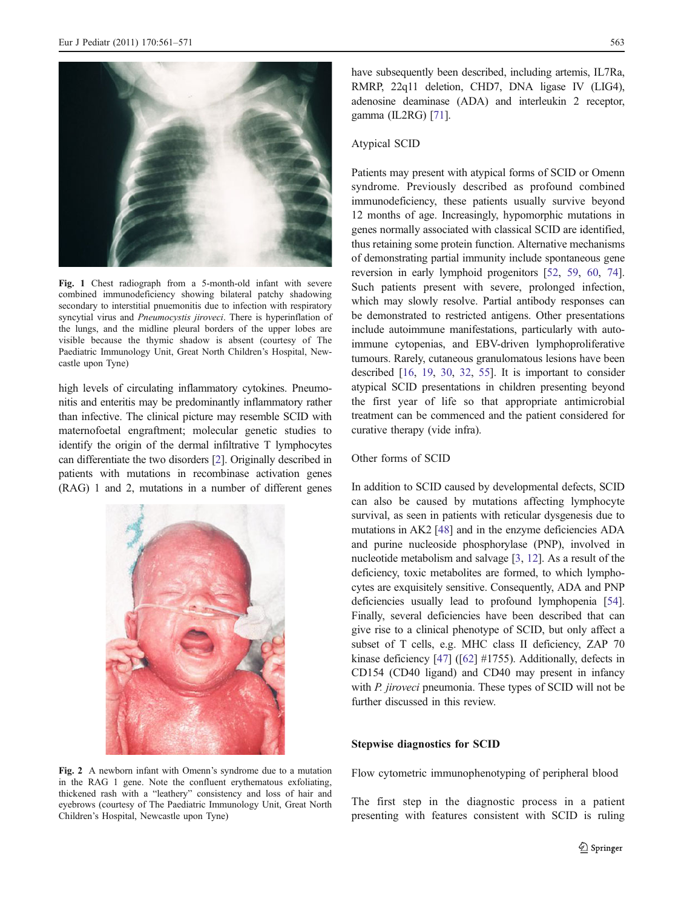Fig. 1 Chest radiograph from a 5-month-old infant with severe combined immunodeficiency showing bilateral patchy shadowing secondary to interstitial pnuemonitis due to infection with respiratory syncytial virus and *Pneumocystis jiroveci*. There is hyperinflation of the lungs, and the midline pleural borders of the upper lobes are visible because the thymic shadow is absent (courtesy of The Paediatric Immunology Unit, Great North Children's Hospital, Newcastle upon Tyne)

high levels of circulating inflammatory cytokines. Pneumonitis and enteritis may be predominantly inflammatory rather than infective. The clinical picture may resemble SCID with maternofoetal engraftment; molecular genetic studies to identify the origin of the dermal infiltrative T lymphocytes can differentiate the two disorders [2]. Originally described in patients with mutations in recombinase activation genes (RAG) 1 and 2, mutations in a number of different genes have subsequently been described, including artemis, IL7Ra, RMRP, 22q11 deletion, CHD7, DNA ligase IV (LIG4), adenosine deaminase (ADA) and interleukin 2 receptor, gamma (IL2RG) [71].

Fig. 2 A newborn infant with Omenn's syndrome due to a mutation in the RAG 1 gene. Note the confluent erythematous exfoliating, thickened rash with a "leathery" consistency and loss of hair and eyebrows (courtesy of The Paediatric Immunology Unit, Great North Children's Hospital, Newcastle upon Tyne)

### Atypical SCID

Patients may present with atypical forms of SCID or Omenn syndrome. Previously described as profound combined immunodeficiency, these patients usually survive beyond 12 months of age. Increasingly, hypomorphic mutations in genes normally associated with classical SCID are identified, thus retaining some protein function. Alternative mechanisms of demonstrating partial immunity include spontaneous gene reversion in early lymphoid progenitors [52, 59, 60, 74]. Such patients present with severe, prolonged infection, which may slowly resolve. Partial antibody responses can be demonstrated to restricted antigens. Other presentations include autoimmune manifestations, particularly with autoimmune cytopenias, and EBV-driven lymphoproliferative tumours. Rarely, cutaneous granulomatous lesions have been described [16, 19, 30, 32, 55]. It is important to consider atypical SCID presentations in children presenting beyond the first year of life so that appropriate antimicrobial treatment can be commenced and the patient considered for curative therapy (vide infra).

### Other forms of SCID

In addition to SCID caused by developmental defects, SCID can also be caused by mutations affecting lymphocyte survival, as seen in patients with reticular dysgenesis due to mutations in AK2 [48] and in the enzyme deficiencies ADA and purine nucleoside phosphorylase (PNP), involved in nucleotide metabolism and salvage [3, 12]. As a result of the deficiency, toxic metabolites are formed, to which lymphocytes are exquisitely sensitive. Consequently, ADA and PNP deficiencies usually lead to profound lymphopenia [54]. Finally, several deficiencies have been described that can give rise to a clinical phenotype of SCID, but only affect a subset of T cells, e.g. MHC class II deficiency, ZAP 70 kinase deficiency [47] ([62] #1755). Additionally, defects in CD154 (CD40 ligand) and CD40 may present in infancy with *P. jiroveci* pneumonia. These types of SCID will not be further discussed in this review.

## Stepwise diagnostics for SCID

### Flow cytometric immunophenotyping of peripheral blood

The first step in the diagnostic process in a patient presenting with features consistent with SCID is ruling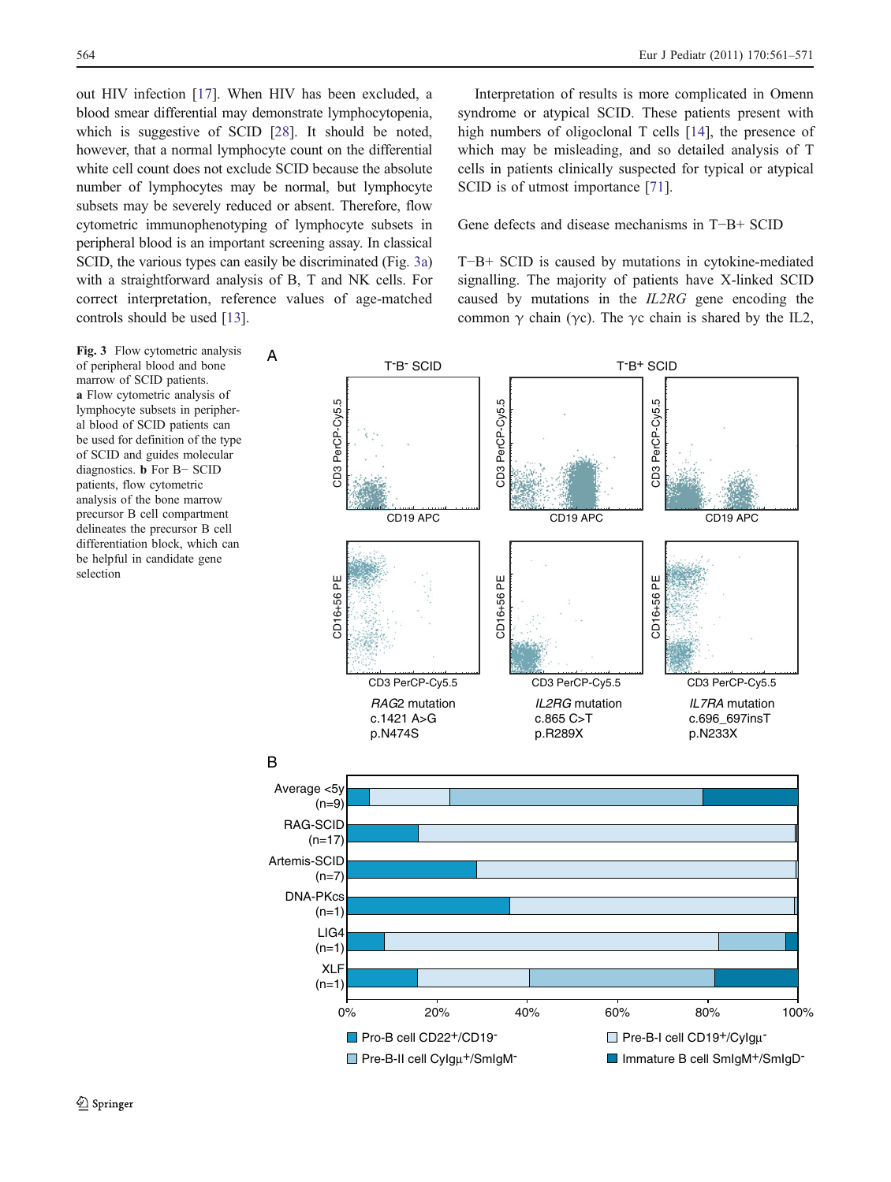out HIV infection [17]. When HIV has been excluded, a blood smear differential may demonstrate lymphocytopenia, which is suggestive of SCID [28]. It should be noted, however, that a normal lymphocyte count on the differential white cell count does not exclude SCID because the absolute number of lymphocytes may be normal, but lymphocyte subsets may be severely reduced or absent. Therefore, flow cytometric immunophenotyping of lymphocyte subsets in peripheral blood is an important screening assay. In classical SCID, the various types can easily be discriminated (Fig. 3a) with a straightforward analysis of B, T and NK cells. For correct interpretation, reference values of age-matched controls should be used [13].

Interpretation of results is more complicated in Omenn syndrome or atypical SCID. These patients present with high numbers of oligoclonal T cells [14], the presence of which may be misleading, and so detailed analysis of T cells in patients clinically suspected for typical or atypical SCID is of utmost importance [71].

## Gene defects and disease mechanisms in T−B+ SCID

T−B+ SCID is caused by mutations in cytokine-mediated signalling. The majority of patients have X-linked SCID caused by mutations in the *IL2RG* gene encoding the common γ chain (γc). The γc chain is shared by the IL2,

**Fig. 3** Flow cytometric analysis of peripheral blood and bone marrow of SCID patients. **a** Flow cytometric analysis of lymphocyte subsets in peripheral blood of SCID patients can be used for definition of the type of SCID and guides molecular diagnostics. **b** For B− SCID patients, flow cytometric analysis of the bone marrow precursor B cell compartment delineates the precursor B cell differentiation block, which can be helpful in candidate gene selection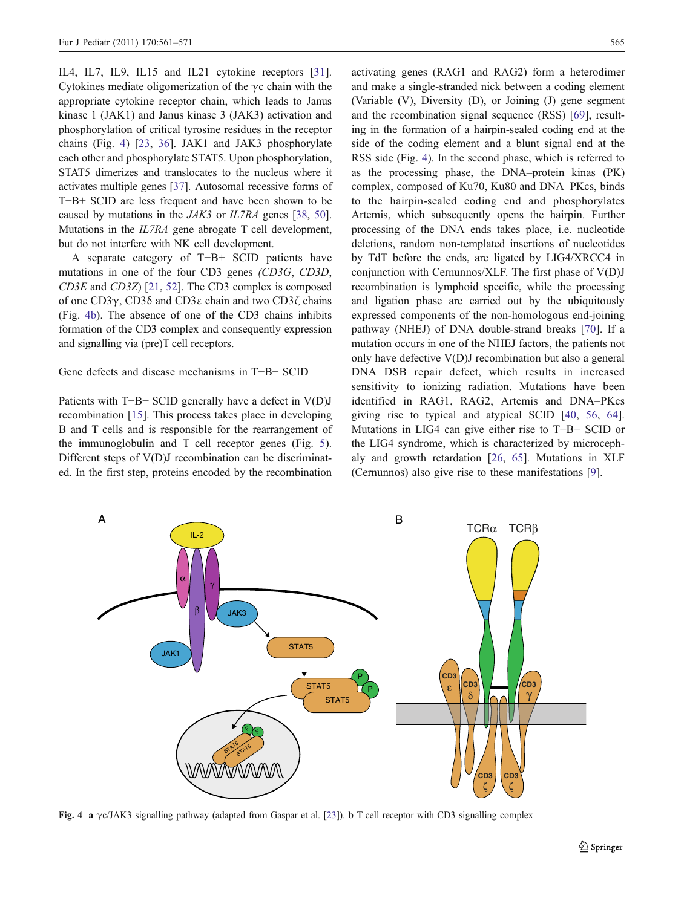IL4, IL7, IL9, IL15 and IL21 cytokine receptors [31]. Cytokines mediate oligomerization of the γc chain with the appropriate cytokine receptor chain, which leads to Janus kinase 1 (JAK1) and Janus kinase 3 (JAK3) activation and phosphorylation of critical tyrosine residues in the receptor chains (Fig. 4) [23, 36]. JAK1 and JAK3 phosphorylate each other and phosphorylate STAT5. Upon phosphorylation, STAT5 dimerizes and translocates to the nucleus where it activates multiple genes [37]. Autosomal recessive forms of T−B+ SCID are less frequent and have been shown to be caused by mutations in the *JAK3* or *IL7RA* genes [38, 50]. Mutations in the *IL7RA* gene abrogate T cell development, but do not interfere with NK cell development.

A separate category of T−B+ SCID patients have mutations in one of the four CD3 genes *(CD3G*, *CD3D*, *CD3E* and *CD3Z*) [21, 52]. The CD3 complex is composed of one CD3γ, CD3δ and CD3ε chain and two CD3ζ chains (Fig. 4b). The absence of one of the CD3 chains inhibits formation of the CD3 complex and consequently expression and signalling via (pre)T cell receptors.

## Gene defects and disease mechanisms in T−B− SCID

Patients with T−B− SCID generally have a defect in V(D)J recombination [15]. This process takes place in developing B and T cells and is responsible for the rearrangement of the immunoglobulin and T cell receptor genes (Fig. 5). Different steps of V(D)J recombination can be discriminated. In the first step, proteins encoded by the recombination activating genes (RAG1 and RAG2) form a heterodimer and make a single-stranded nick between a coding element (Variable (V), Diversity (D), or Joining (J) gene segment and the recombination signal sequence (RSS) [69], resulting in the formation of a hairpin-sealed coding end at the side of the coding element and a blunt signal end at the RSS side (Fig. 4). In the second phase, which is referred to as the processing phase, the DNA–protein kinas (PK) complex, composed of Ku70, Ku80 and DNA–PKcs, binds to the hairpin-sealed coding end and phosphorylates Artemis, which subsequently opens the hairpin. Further processing of the DNA ends takes place, i.e. nucleotide deletions, random non-templated insertions of nucleotides by TdT before the ends, are ligated by LIG4/XRCC4 in conjunction with Cernunnos/XLF. The first phase of V(D)J recombination is lymphoid specific, while the processing and ligation phase are carried out by the ubiquitously expressed components of the non-homologous end-joining pathway (NHEJ) of DNA double-strand breaks [70]. If a mutation occurs in one of the NHEJ factors, the patients not only have defective V(D)J recombination but also a general DNA DSB repair defect, which results in increased sensitivity to ionizing radiation. Mutations have been identified in RAG1, RAG2, Artemis and DNA–PKcs giving rise to typical and atypical SCID [40, 56, 64]. Mutations in LIG4 can give either rise to T−B− SCID or the LIG4 syndrome, which is characterized by microcephaly and growth retardation [26, 65]. Mutations in XLF (Cernunnos) also give rise to these manifestations [9].

**Fig. 4** **a** γc/JAK3 signalling pathway (adapted from Gaspar et al. [23]). **b** T cell receptor with CD3 signalling complex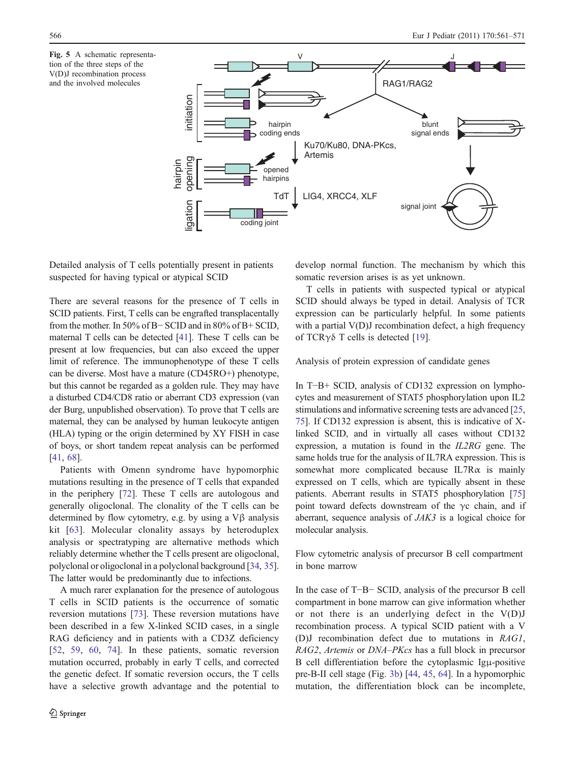**Fig. 5** A schematic representation of the three steps of the V(D)J recombination process and the involved molecules

### Detailed analysis of T cells potentially present in patients suspected for having typical or atypical SCID

There are several reasons for the presence of T cells in SCID patients. First, T cells can be engrafted transplacentally from the mother. In 50% of B− SCID and in 80% of B+ SCID, maternal T cells can be detected [41]. These T cells can be present at low frequencies, but can also exceed the upper limit of reference. The immunophenotype of these T cells can be diverse. Most have a mature (CD45RO+) phenotype, but this cannot be regarded as a golden rule. They may have a disturbed CD4/CD8 ratio or aberrant CD3 expression (van der Burg, unpublished observation). To prove that T cells are maternal, they can be analysed by human leukocyte antigen (HLA) typing or the origin determined by XY FISH in case of boys, or short tandem repeat analysis can be performed [41, 68].

Patients with Omenn syndrome have hypomorphic mutations resulting in the presence of T cells that expanded in the periphery [72]. These T cells are autologous and generally oligoclonal. The clonality of the T cells can be determined by flow cytometry, e.g. by using a Vβ analysis kit [63]. Molecular clonality assays by heteroduplex analysis or spectratyping are alternative methods which reliably determine whether the T cells present are oligoclonal, polyclonal or oligoclonal in a polyclonal background [34, 35]. The latter would be predominantly due to infections.

A much rarer explanation for the presence of autologous T cells in SCID patients is the occurrence of somatic reversion mutations [73]. These reversion mutations have been described in a few X-linked SCID cases, in a single RAG deficiency and in patients with a CD3Z deficiency [52, 59, 60, 74]. In these patients, somatic reversion mutation occurred, probably in early T cells, and corrected the genetic defect. If somatic reversion occurs, the T cells have a selective growth advantage and the potential to develop normal function. The mechanism by which this somatic reversion arises is as yet unknown.

T cells in patients with suspected typical or atypical SCID should always be typed in detail. Analysis of TCR expression can be particularly helpful. In some patients with a partial V(D)J recombination defect, a high frequency of TCRγδ T cells is detected [19].

### Analysis of protein expression of candidate genes

In T−B+ SCID, analysis of CD132 expression on lymphocytes and measurement of STAT5 phosphorylation upon IL2 stimulations and informative screening tests are advanced [25, 75]. If CD132 expression is absent, this is indicative of X-linked SCID, and in virtually all cases without CD132 expression, a mutation is found in the *IL2RG* gene. The same holds true for the analysis of IL7RA expression. This is somewhat more complicated because IL7Rα is mainly expressed on T cells, which are typically absent in these patients. Aberrant results in STAT5 phosphorylation [75] point toward defects downstream of the γc chain, and if aberrant, sequence analysis of *JAK3* is a logical choice for molecular analysis.

### Flow cytometric analysis of precursor B cell compartment in bone marrow

In the case of T−B− SCID, analysis of the precursor B cell compartment in bone marrow can give information whether or not there is an underlying defect in the V(D)J recombination process. A typical SCID patient with a V(D)J recombination defect due to mutations in *RAG1*, *RAG2*, *Artemis* or *DNA–PKcs* has a full block in precursor B cell differentiation before the cytoplasmic Igμ-positive pre-B-II cell stage (Fig. 3b) [44, 45, 64]. In a hypomorphic mutation, the differentiation block can be incomplete,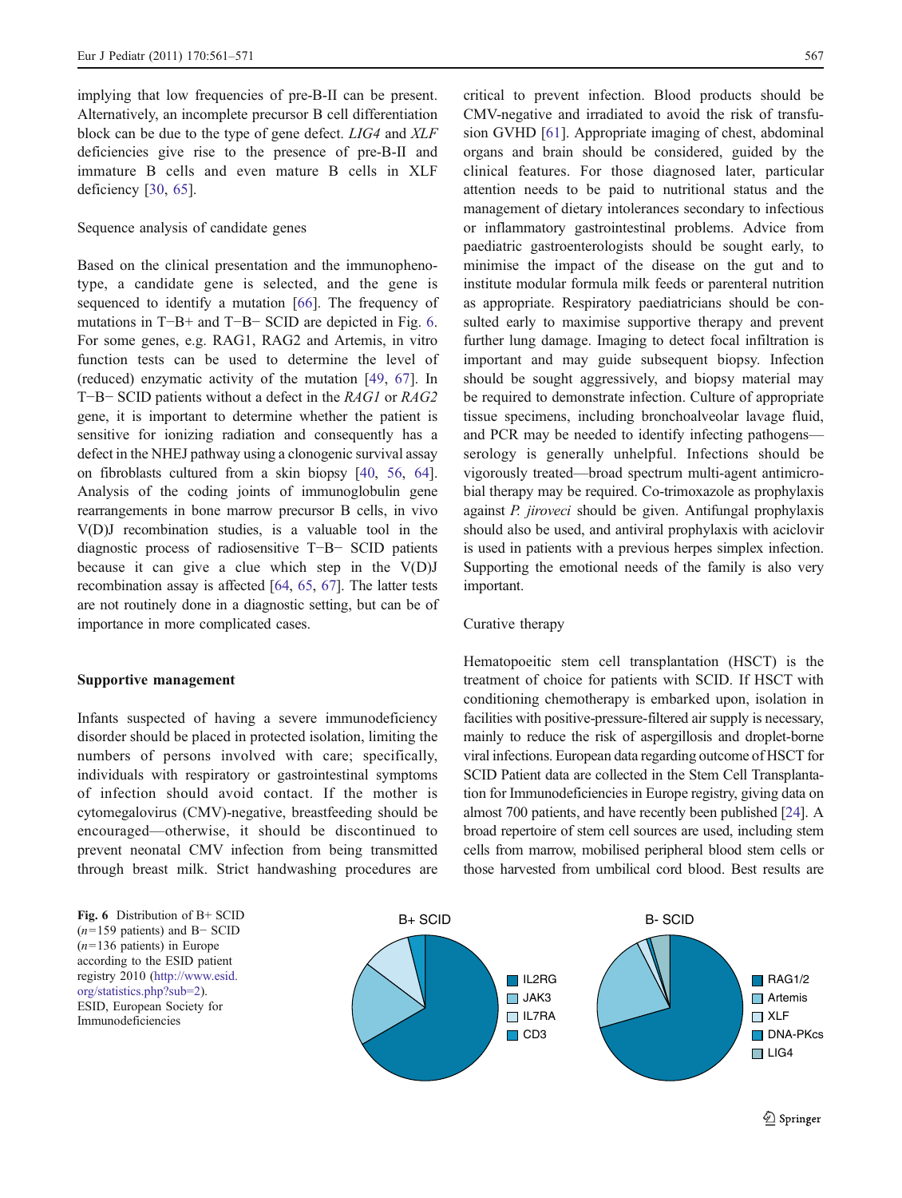implying that low frequencies of pre-B-II can be present. Alternatively, an incomplete precursor B cell differentiation block can be due to the type of gene defect. *LIG4* and *XLF* deficiencies give rise to the presence of pre-B-II and immature B cells and even mature B cells in XLF deficiency [30, 65].

Sequence analysis of candidate genes

Based on the clinical presentation and the immunophenotype, a candidate gene is selected, and the gene is sequenced to identify a mutation [66]. The frequency of mutations in T−B+ and T−B− SCID are depicted in Fig. 6. For some genes, e.g. RAG1, RAG2 and Artemis, in vitro function tests can be used to determine the level of (reduced) enzymatic activity of the mutation [49, 67]. In T−B− SCID patients without a defect in the *RAG1* or *RAG2* gene, it is important to determine whether the patient is sensitive for ionizing radiation and consequently has a defect in the NHEJ pathway using a clonogenic survival assay on fibroblasts cultured from a skin biopsy [40, 56, 64]. Analysis of the coding joints of immunoglobulin gene rearrangements in bone marrow precursor B cells, in vivo V(D)J recombination studies, is a valuable tool in the diagnostic process of radiosensitive T−B− SCID patients because it can give a clue which step in the V(D)J recombination assay is affected [64, 65, 67]. The latter tests are not routinely done in a diagnostic setting, but can be of importance in more complicated cases.

## Supportive management

Infants suspected of having a severe immunodeficiency disorder should be placed in protected isolation, limiting the numbers of persons involved with care; specifically, individuals with respiratory or gastrointestinal symptoms of infection should avoid contact. If the mother is cytomegalovirus (CMV)-negative, breastfeeding should be encouraged—otherwise, it should be discontinued to prevent neonatal CMV infection from being transmitted through breast milk. Strict handwashing procedures are critical to prevent infection. Blood products should be CMV-negative and irradiated to avoid the risk of transfusion GVHD [61]. Appropriate imaging of chest, abdominal organs and brain should be considered, guided by the clinical features. For those diagnosed later, particular attention needs to be paid to nutritional status and the management of dietary intolerances secondary to infectious or inflammatory gastrointestinal problems. Advice from paediatric gastroenterologists should be sought early, to minimise the impact of the disease on the gut and to institute modular formula milk feeds or parenteral nutrition as appropriate. Respiratory paediatricians should be consulted early to maximise supportive therapy and prevent further lung damage. Imaging to detect focal infiltration is important and may guide subsequent biopsy. Infection should be sought aggressively, and biopsy material may be required to demonstrate infection. Culture of appropriate tissue specimens, including bronchoalveolar lavage fluid, and PCR may be needed to identify infecting pathogens—serology is generally unhelpful. Infections should be vigorously treated—broad spectrum multi-agent antimicrobial therapy may be required. Co-trimoxazole as prophylaxis against *P. jiroveci* should be given. Antifungal prophylaxis should also be used, and antiviral prophylaxis with aciclovir is used in patients with a previous herpes simplex infection. Supporting the emotional needs of the family is also very important.

Curative therapy

Hematopoeitic stem cell transplantation (HSCT) is the treatment of choice for patients with SCID. If HSCT with conditioning chemotherapy is embarked upon, isolation in facilities with positive-pressure-filtered air supply is necessary, mainly to reduce the risk of aspergillosis and droplet-borne viral infections. European data regarding outcome of HSCT for SCID Patient data are collected in the Stem Cell Transplantation for Immunodeficiencies in Europe registry, giving data on almost 700 patients, and have recently been published [24]. A broad repertoire of stem cell sources are used, including stem cells from marrow, mobilised peripheral blood stem cells or those harvested from umbilical cord blood. Best results are

**Fig. 6** Distribution of B+ SCID ($n$=159 patients) and B− SCID ($n$=136 patients) in Europe according to the ESID patient registry 2010 (http://www.esid.org/statistics.php?sub=2). ESID, European Society for Immunodeficiencies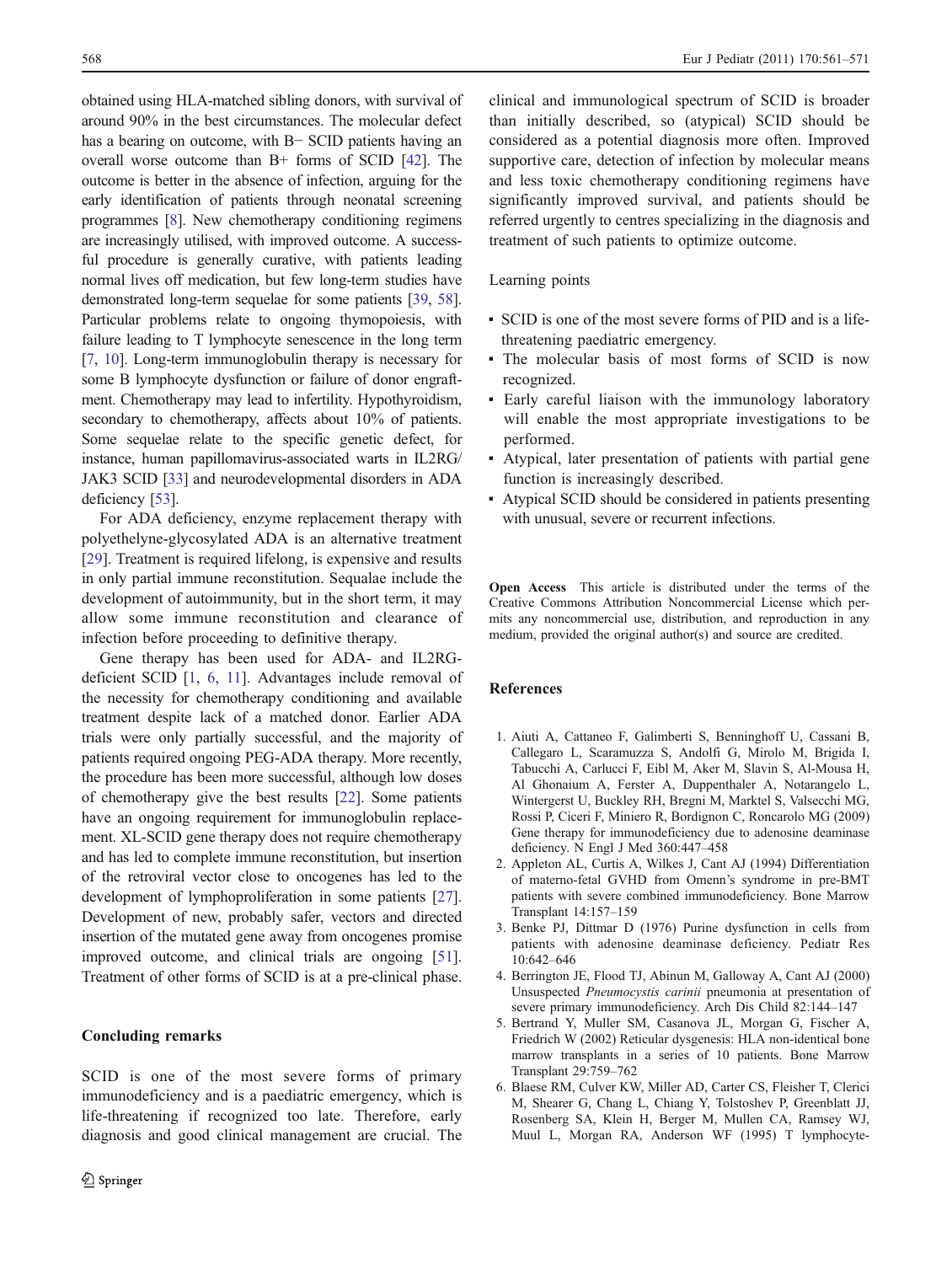obtained using HLA-matched sibling donors, with survival of around 90% in the best circumstances. The molecular defect has a bearing on outcome, with B− SCID patients having an overall worse outcome than B+ forms of SCID [42]. The outcome is better in the absence of infection, arguing for the early identification of patients through neonatal screening programmes [8]. New chemotherapy conditioning regimens are increasingly utilised, with improved outcome. A successful procedure is generally curative, with patients leading normal lives off medication, but few long-term studies have demonstrated long-term sequelae for some patients [39, 58]. Particular problems relate to ongoing thymopoiesis, with failure leading to T lymphocyte senescence in the long term [7, 10]. Long-term immunoglobulin therapy is necessary for some B lymphocyte dysfunction or failure of donor engraftment. Chemotherapy may lead to infertility. Hypothyroidism, secondary to chemotherapy, affects about 10% of patients. Some sequelae relate to the specific genetic defect, for instance, human papillomavirus-associated warts in IL2RG/JAK3 SCID [33] and neurodevelopmental disorders in ADA deficiency [53].

For ADA deficiency, enzyme replacement therapy with polyethelyne-glycosylated ADA is an alternative treatment [29]. Treatment is required lifelong, is expensive and results in only partial immune reconstitution. Sequalae include the development of autoimmunity, but in the short term, it may allow some immune reconstitution and clearance of infection before proceeding to definitive therapy.

Gene therapy has been used for ADA- and IL2RG-deficient SCID [1, 6, 11]. Advantages include removal of the necessity for chemotherapy conditioning and available treatment despite lack of a matched donor. Earlier ADA trials were only partially successful, and the majority of patients required ongoing PEG-ADA therapy. More recently, the procedure has been more successful, although low doses of chemotherapy give the best results [22]. Some patients have an ongoing requirement for immunoglobulin replacement. XL-SCID gene therapy does not require chemotherapy and has led to complete immune reconstitution, but insertion of the retroviral vector close to oncogenes has led to the development of lymphoproliferation in some patients [27]. Development of new, probably safer, vectors and directed insertion of the mutated gene away from oncogenes promise improved outcome, and clinical trials are ongoing [51]. Treatment of other forms of SCID is at a pre-clinical phase.

## Concluding remarks

SCID is one of the most severe forms of primary immunodeficiency and is a paediatric emergency, which is life-threatening if recognized too late. Therefore, early diagnosis and good clinical management are crucial. The clinical and immunological spectrum of SCID is broader than initially described, so (atypical) SCID should be considered as a potential diagnosis more often. Improved supportive care, detection of infection by molecular means and less toxic chemotherapy conditioning regimens have significantly improved survival, and patients should be referred urgently to centres specializing in the diagnosis and treatment of such patients to optimize outcome.

Learning points

- SCID is one of the most severe forms of PID and is a life-threatening paediatric emergency.
- The molecular basis of most forms of SCID is now recognized.
- Early careful liaison with the immunology laboratory will enable the most appropriate investigations to be performed.
- Atypical, later presentation of patients with partial gene function is increasingly described.
- Atypical SCID should be considered in patients presenting with unusual, severe or recurrent infections.

**Open Access** This article is distributed under the terms of the Creative Commons Attribution Noncommercial License which permits any noncommercial use, distribution, and reproduction in any medium, provided the original author(s) and source are credited.

## References

1. Aiuti A, Cattaneo F, Galimberti S, Benninghoff U, Cassani B, Callegaro L, Scaramuzza S, Andolfi G, Mirolo M, Brigida I, Tabucchi A, Carlucci F, Eibl M, Aker M, Slavin S, Al-Mousa H, Al Ghonaium A, Ferster A, Duppenthaler A, Notarangelo L, Wintergerst U, Buckley RH, Bregni M, Marktel S, Valsecchi MG, Rossi P, Ciceri F, Miniero R, Bordignon C, Roncarolo MG (2009) Gene therapy for immunodeficiency due to adenosine deaminase deficiency. N Engl J Med 360:447–458
2. Appleton AL, Curtis A, Wilkes J, Cant AJ (1994) Differentiation of materno-fetal GVHD from Omenn's syndrome in pre-BMT patients with severe combined immunodeficiency. Bone Marrow Transplant 14:157–159
3. Benke PJ, Dittmar D (1976) Purine dysfunction in cells from patients with adenosine deaminase deficiency. Pediatr Res 10:642–646
4. Berrington JE, Flood TJ, Abinun M, Galloway A, Cant AJ (2000) Unsuspected *Pneumocystis carinii* pneumonia at presentation of severe primary immunodeficiency. Arch Dis Child 82:144–147
5. Bertrand Y, Muller SM, Casanova JL, Morgan G, Fischer A, Friedrich W (2002) Reticular dysgenesis: HLA non-identical bone marrow transplants in a series of 10 patients. Bone Marrow Transplant 29:759–762
6. Blaese RM, Culver KW, Miller AD, Carter CS, Fleisher T, Clerici M, Shearer G, Chang L, Chiang Y, Tolstoshev P, Greenblatt JJ, Rosenberg SA, Klein H, Berger M, Mullen CA, Ramsey WJ, Muul L, Morgan RA, Anderson WF (1995) T lymphocyte-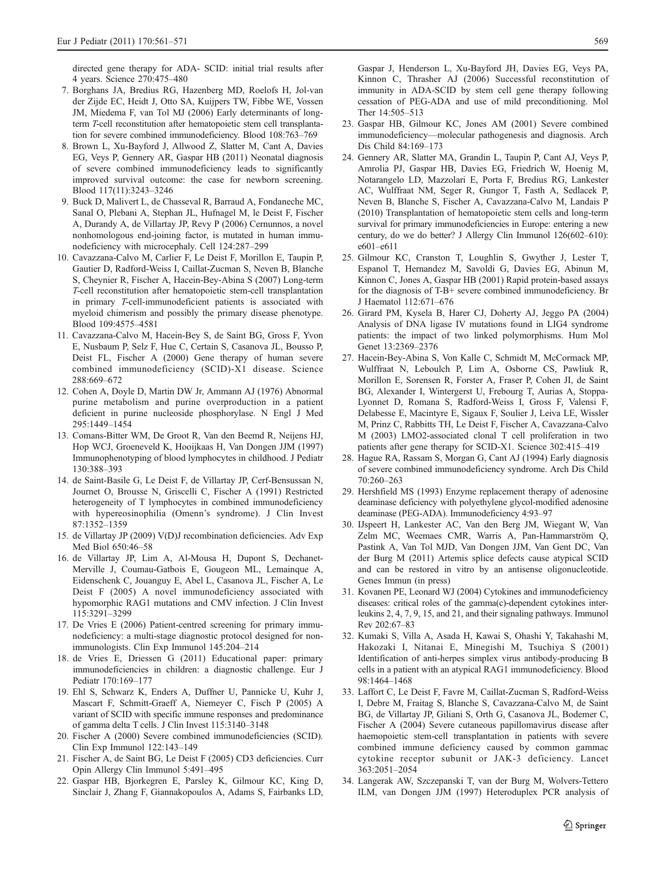directed gene therapy for ADA- SCID: initial trial results after 4 years. Science 270:475–480

7. Borghans JA, Bredius RG, Hazenberg MD, Roelofs H, Jol-van der Zijde EC, Heidt J, Otto SA, Kuijpers TW, Fibbe WE, Vossen JM, Miedema F, van Tol MJ (2006) Early determinants of long-term *T*-cell reconstitution after hematopoietic stem cell transplantation for severe combined immunodeficiency. Blood 108:763–769
8. Brown L, Xu-Bayford J, Allwood Z, Slatter M, Cant A, Davies EG, Veys P, Gennery AR, Gaspar HB (2011) Neonatal diagnosis of severe combined immunodeficiency leads to significantly improved survival outcome: the case for newborn screening. Blood 117(11):3243–3246
9. Buck D, Malivert L, de Chasseval R, Barraud A, Fondaneche MC, Sanal O, Plebani A, Stephan JL, Hufnagel M, le Deist F, Fischer A, Durandy A, de Villartay JP, Revy P (2006) Cernunnos, a novel nonhomologous end-joining factor, is mutated in human immunodeficiency with microcephaly. Cell 124:287–299
10. Cavazzana-Calvo M, Carlier F, Le Deist F, Morillon E, Taupin P, Gautier D, Radford-Weiss I, Caillat-Zucman S, Neven B, Blanche S, Cheynier R, Fischer A, Hacein-Bey-Abina S (2007) Long-term *T*-cell reconstitution after hematopoietic stem-cell transplantation in primary *T*-cell-immunodeficient patients is associated with myeloid chimerism and possibly the primary disease phenotype. Blood 109:4575–4581
11. Cavazzana-Calvo M, Hacein-Bey S, de Saint BG, Gross F, Yvon E, Nusbaum P, Selz F, Hue C, Certain S, Casanova JL, Bousso P, Deist FL, Fischer A (2000) Gene therapy of human severe combined immunodeficiency (SCID)-X1 disease. Science 288:669–672
12. Cohen A, Doyle D, Martin DW Jr, Ammann AJ (1976) Abnormal purine metabolism and purine overproduction in a patient deficient in purine nucleoside phosphorylase. N Engl J Med 295:1449–1454
13. Comans-Bitter WM, De Groot R, Van den Beemd R, Neijens HJ, Hop WCJ, Groeneveld K, Hooijkaas H, Van Dongen JJM (1997) Immunophenotyping of blood lymphocytes in childhood. J Pediatr 130:388–393
14. de Saint-Basile G, Le Deist F, de Villartay JP, Cerf-Bensussan N, Journet O, Brousse N, Griscelli C, Fischer A (1991) Restricted heterogeneity of T lymphocytes in combined immunodeficiency with hypereosinophilia (Omenn's syndrome). J Clin Invest 87:1352–1359
15. de Villartay JP (2009) V(D)J recombination deficiencies. Adv Exp Med Biol 650:46–58
16. de Villartay JP, Lim A, Al-Mousa H, Dupont S, Dechanet-Merville J, Coumau-Gatbois E, Gougeon ML, Lemainque A, Eidenschenk C, Jouanguy E, Abel L, Casanova JL, Fischer A, Le Deist F (2005) A novel immunodeficiency associated with hypomorphic RAG1 mutations and CMV infection. J Clin Invest 115:3291–3299
17. De Vries E (2006) Patient-centred screening for primary immunodeficiency: a multi-stage diagnostic protocol designed for non-immunologists. Clin Exp Immunol 145:204–214
18. de Vries E, Driessen G (2011) Educational paper: primary immunodeficiencies in children: a diagnostic challenge. Eur J Pediatr 170:169–177
19. Ehl S, Schwarz K, Enders A, Duffner U, Pannicke U, Kuhr J, Mascart F, Schmitt-Graeff A, Niemeyer C, Fisch P (2005) A variant of SCID with specific immune responses and predominance of gamma delta T cells. J Clin Invest 115:3140–3148
20. Fischer A (2000) Severe combined immunodeficiencies (SCID). Clin Exp Immunol 122:143–149
21. Fischer A, de Saint BG, Le Deist F (2005) CD3 deficiencies. Curr Opin Allergy Clin Immunol 5:491–495
22. Gaspar HB, Bjorkegren E, Parsley K, Gilmour KC, King D, Sinclair J, Zhang F, Giannakopoulos A, Adams S, Fairbanks LD, Gaspar J, Henderson L, Xu-Bayford JH, Davies EG, Veys PA, Kinnon C, Thrasher AJ (2006) Successful reconstitution of immunity in ADA-SCID by stem cell gene therapy following cessation of PEG-ADA and use of mild preconditioning. Mol Ther 14:505–513
23. Gaspar HB, Gilmour KC, Jones AM (2001) Severe combined immunodeficiency—molecular pathogenesis and diagnosis. Arch Dis Child 84:169–173
24. Gennery AR, Slatter MA, Grandin L, Taupin P, Cant AJ, Veys P, Amrolia PJ, Gaspar HB, Davies EG, Friedrich W, Hoenig M, Notarangelo LD, Mazzolari E, Porta F, Bredius RG, Lankester AC, Wulffraat NM, Seger R, Gungor T, Fasth A, Sedlacek P, Neven B, Blanche S, Fischer A, Cavazzana-Calvo M, Landais P (2010) Transplantation of hematopoietic stem cells and long-term survival for primary immunodeficiencies in Europe: entering a new century, do we do better? J Allergy Clin Immunol 126(602–610): e601–e611
25. Gilmour KC, Cranston T, Loughlin S, Gwyther J, Lester T, Espanol T, Hernandez M, Savoldi G, Davies EG, Abinun M, Kinnon C, Jones A, Gaspar HB (2001) Rapid protein-based assays for the diagnosis of T-B+ severe combined immunodeficiency. Br J Haematol 112:671–676
26. Girard PM, Kysela B, Harer CJ, Doherty AJ, Jeggo PA (2004) Analysis of DNA ligase IV mutations found in LIG4 syndrome patients: the impact of two linked polymorphisms. Hum Mol Genet 13:2369–2376
27. Hacein-Bey-Abina S, Von Kalle C, Schmidt M, McCormack MP, Wulffraat N, Leboulch P, Lim A, Osborne CS, Pawliuk R, Morillon E, Sorensen R, Forster A, Fraser P, Cohen JI, de Saint BG, Alexander I, Wintergerst U, Frebourg T, Aurias A, Stoppa-Lyonnet D, Romana S, Radford-Weiss I, Gross F, Valensi F, Delabesse E, Macintyre E, Sigaux F, Soulier J, Leiva LE, Wissler M, Prinz C, Rabbitts TH, Le Deist F, Fischer A, Cavazzana-Calvo M (2003) LMO2-associated clonal T cell proliferation in two patients after gene therapy for SCID-X1. Science 302:415–419
28. Hague RA, Rassam S, Morgan G, Cant AJ (1994) Early diagnosis of severe combined immunodeficiency syndrome. Arch Dis Child 70:260–263
29. Hershfield MS (1993) Enzyme replacement therapy of adenosine deaminase deficiency with polyethylene glycol-modified adenosine deaminase (PEG-ADA). Immunodeficiency 4:93–97
30. IJspeert H, Lankester AC, Van den Berg JM, Wiegant W, Van Zelm MC, Weemaes CMR, Warris A, Pan-Hammarström Q, Pastink A, Van Tol MJD, Van Dongen JJM, Van Gent DC, Van der Burg M (2011) Artemis splice defects cause atypical SCID and can be restored in vitro by an antisense oligonucleotide. Genes Immun (in press)
31. Kovanen PE, Leonard WJ (2004) Cytokines and immunodeficiency diseases: critical roles of the gamma(c)-dependent cytokines interleukins 2, 4, 7, 9, 15, and 21, and their signaling pathways. Immunol Rev 202:67–83
32. Kumaki S, Villa A, Asada H, Kawai S, Ohashi Y, Takahashi M, Hakozaki I, Nitanai E, Minegishi M, Tsuchiya S (2001) Identification of anti-herpes simplex virus antibody-producing B cells in a patient with an atypical RAG1 immunodeficiency. Blood 98:1464–1468
33. Laffort C, Le Deist F, Favre M, Caillat-Zucman S, Radford-Weiss I, Debre M, Fraitag S, Blanche S, Cavazzana-Calvo M, de Saint BG, de Villartay JP, Giliani S, Orth G, Casanova JL, Bodemer C, Fischer A (2004) Severe cutaneous papillomavirus disease after haemopoietic stem-cell transplantation in patients with severe combined immune deficiency caused by common gammac cytokine receptor subunit or JAK-3 deficiency. Lancet 363:2051–2054
34. Langerak AW, Szczepanski T, van der Burg M, Wolvers-Tettero ILM, van Dongen JJM (1997) Heteroduplex PCR analysis of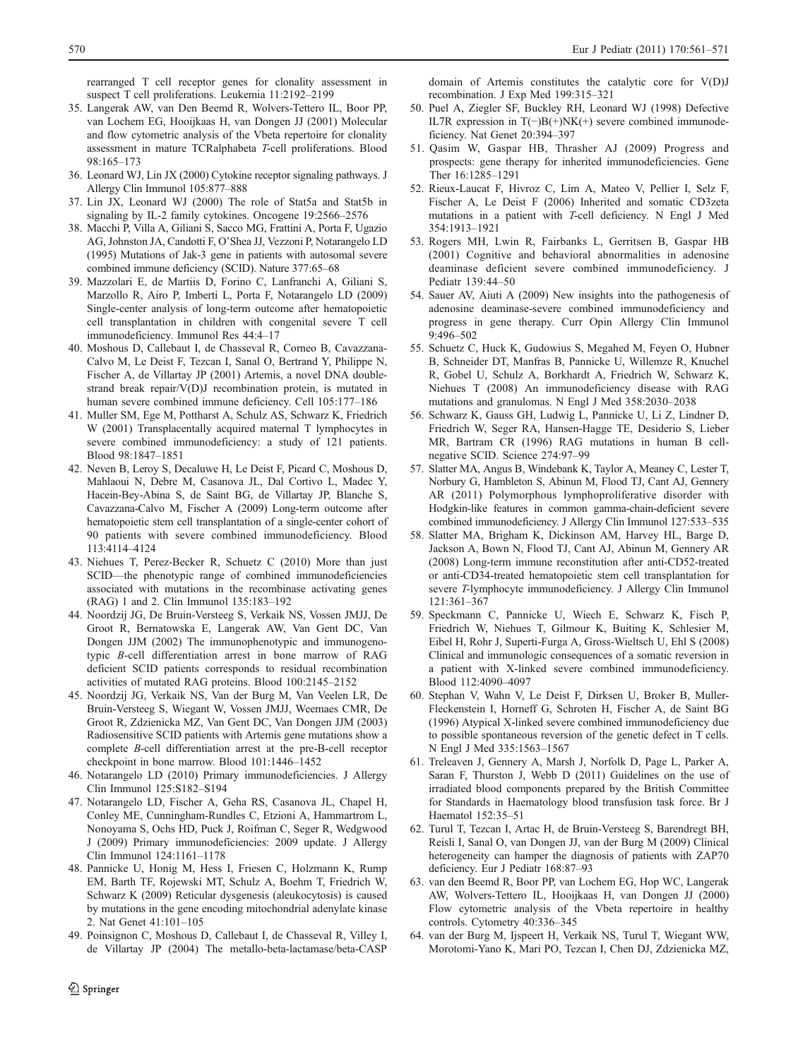rearranged T cell receptor genes for clonality assessment in suspect T cell proliferations. Leukemia 11:2192–2199

35. Langerak AW, van Den Beemd R, Wolvers-Tettero IL, Boor PP, van Lochem EG, Hooijkaas H, van Dongen JJ (2001) Molecular and flow cytometric analysis of the Vbeta repertoire for clonality assessment in mature TCRalphabeta *T*-cell proliferations. Blood 98:165–173
36. Leonard WJ, Lin JX (2000) Cytokine receptor signaling pathways. J Allergy Clin Immunol 105:877–888
37. Lin JX, Leonard WJ (2000) The role of Stat5a and Stat5b in signaling by IL-2 family cytokines. Oncogene 19:2566–2576
38. Macchi P, Villa A, Giliani S, Sacco MG, Frattini A, Porta F, Ugazio AG, Johnston JA, Candotti F, O'Shea JJ, Vezzoni P, Notarangelo LD (1995) Mutations of Jak-3 gene in patients with autosomal severe combined immune deficiency (SCID). Nature 377:65–68
39. Mazzolari E, de Martiis D, Forino C, Lanfranchi A, Giliani S, Marzollo R, Airo P, Imberti L, Porta F, Notarangelo LD (2009) Single-center analysis of long-term outcome after hematopoietic cell transplantation in children with congenital severe T cell immunodeficiency. Immunol Res 44:4–17
40. Moshous D, Callebaut I, de Chasseval R, Corneo B, Cavazzana-Calvo M, Le Deist F, Tezcan I, Sanal O, Bertrand Y, Philippe N, Fischer A, de Villartay JP (2001) Artemis, a novel DNA double-strand break repair/V(D)J recombination protein, is mutated in human severe combined immune deficiency. Cell 105:177–186
41. Muller SM, Ege M, Pottharst A, Schulz AS, Schwarz K, Friedrich W (2001) Transplacentally acquired maternal T lymphocytes in severe combined immunodeficiency: a study of 121 patients. Blood 98:1847–1851
42. Neven B, Leroy S, Decaluwe H, Le Deist F, Picard C, Moshous D, Mahlaoui N, Debre M, Casanova JL, Dal Cortivo L, Madec Y, Hacein-Bey-Abina S, de Saint BG, de Villartay JP, Blanche S, Cavazzana-Calvo M, Fischer A (2009) Long-term outcome after hematopoietic stem cell transplantation of a single-center cohort of 90 patients with severe combined immunodeficiency. Blood 113:4114–4124
43. Niehues T, Perez-Becker R, Schuetz C (2010) More than just SCID—the phenotypic range of combined immunodeficiencies associated with mutations in the recombinase activating genes (RAG) 1 and 2. Clin Immunol 135:183–192
44. Noordzij JG, De Bruin-Versteeg S, Verkaik NS, Vossen JMJJ, De Groot R, Bernatowska E, Langerak AW, Van Gent DC, Van Dongen JJM (2002) The immunophenotypic and immunogenotypic *B*-cell differentiation arrest in bone marrow of RAG deficient SCID patients corresponds to residual recombination activities of mutated RAG proteins. Blood 100:2145–2152
45. Noordzij JG, Verkaik NS, Van der Burg M, Van Veelen LR, De Bruin-Versteeg S, Wiegant W, Vossen JMJJ, Weemaes CMR, De Groot R, Zdzienicka MZ, Van Gent DC, Van Dongen JJM (2003) Radiosensitive SCID patients with Artemis gene mutations show a complete *B*-cell differentiation arrest at the pre-B-cell receptor checkpoint in bone marrow. Blood 101:1446–1452
46. Notarangelo LD (2010) Primary immunodeficiencies. J Allergy Clin Immunol 125:S182–S194
47. Notarangelo LD, Fischer A, Geha RS, Casanova JL, Chapel H, Conley ME, Cunningham-Rundles C, Etzioni A, Hammartrom L, Nonoyama S, Ochs HD, Puck J, Roifman C, Seger R, Wedgwood J (2009) Primary immunodeficiencies: 2009 update. J Allergy Clin Immunol 124:1161–1178
48. Pannicke U, Honig M, Hess I, Friesen C, Holzmann K, Rump EM, Barth TF, Rojewski MT, Schulz A, Boehm T, Friedrich W, Schwarz K (2009) Reticular dysgenesis (aleukocytosis) is caused by mutations in the gene encoding mitochondrial adenylate kinase 2. Nat Genet 41:101–105
49. Poinsignon C, Moshous D, Callebaut I, de Chasseval R, Villey I, de Villartay JP (2004) The metallo-beta-lactamase/beta-CASP domain of Artemis constitutes the catalytic core for V(D)J recombination. J Exp Med 199:315–321
50. Puel A, Ziegler SF, Buckley RH, Leonard WJ (1998) Defective IL7R expression in T(−)B(+)NK(+) severe combined immunodeficiency. Nat Genet 20:394–397
51. Qasim W, Gaspar HB, Thrasher AJ (2009) Progress and prospects: gene therapy for inherited immunodeficiencies. Gene Ther 16:1285–1291
52. Rieux-Laucat F, Hivroz C, Lim A, Mateo V, Pellier I, Selz F, Fischer A, Le Deist F (2006) Inherited and somatic CD3zeta mutations in a patient with *T*-cell deficiency. N Engl J Med 354:1913–1921
53. Rogers MH, Lwin R, Fairbanks L, Gerritsen B, Gaspar HB (2001) Cognitive and behavioral abnormalities in adenosine deaminase deficient severe combined immunodeficiency. J Pediatr 139:44–50
54. Sauer AV, Aiuti A (2009) New insights into the pathogenesis of adenosine deaminase-severe combined immunodeficiency and progress in gene therapy. Curr Opin Allergy Clin Immunol 9:496–502
55. Schuetz C, Huck K, Gudowius S, Megahed M, Feyen O, Hubner B, Schneider DT, Manfras B, Pannicke U, Willemze R, Knuchel R, Gobel U, Schulz A, Borkhardt A, Friedrich W, Schwarz K, Niehues T (2008) An immunodeficiency disease with RAG mutations and granulomas. N Engl J Med 358:2030–2038
56. Schwarz K, Gauss GH, Ludwig L, Pannicke U, Li Z, Lindner D, Friedrich W, Seger RA, Hansen-Hagge TE, Desiderio S, Lieber MR, Bartram CR (1996) RAG mutations in human B cell-negative SCID. Science 274:97–99
57. Slatter MA, Angus B, Windebank K, Taylor A, Meaney C, Lester T, Norbury G, Hambleton S, Abinun M, Flood TJ, Cant AJ, Gennery AR (2011) Polymorphous lymphoproliferative disorder with Hodgkin-like features in common gamma-chain-deficient severe combined immunodeficiency. J Allergy Clin Immunol 127:533–535
58. Slatter MA, Brigham K, Dickinson AM, Harvey HL, Barge D, Jackson A, Bown N, Flood TJ, Cant AJ, Abinun M, Gennery AR (2008) Long-term immune reconstitution after anti-CD52-treated or anti-CD34-treated hematopoietic stem cell transplantation for severe *T*-lymphocyte immunodeficiency. J Allergy Clin Immunol 121:361–367
59. Speckmann C, Pannicke U, Wiech E, Schwarz K, Fisch P, Friedrich W, Niehues T, Gilmour K, Buiting K, Schlesier M, Eibel H, Rohr J, Superti-Furga A, Gross-Wieltsch U, Ehl S (2008) Clinical and immunologic consequences of a somatic reversion in a patient with X-linked severe combined immunodeficiency. Blood 112:4090–4097
60. Stephan V, Wahn V, Le Deist F, Dirksen U, Broker B, Muller-Fleckenstein I, Horneff G, Schroten H, Fischer A, de Saint BG (1996) Atypical X-linked severe combined immunodeficiency due to possible spontaneous reversion of the genetic defect in T cells. N Engl J Med 335:1563–1567
61. Treleaven J, Gennery A, Marsh J, Norfolk D, Page L, Parker A, Saran F, Thurston J, Webb D (2011) Guidelines on the use of irradiated blood components prepared by the British Committee for Standards in Haematology blood transfusion task force. Br J Haematol 152:35–51
62. Turul T, Tezcan I, Artac H, de Bruin-Versteeg S, Barendregt BH, Reisli I, Sanal O, van Dongen JJ, van der Burg M (2009) Clinical heterogeneity can hamper the diagnosis of patients with ZAP70 deficiency. Eur J Pediatr 168:87–93
63. van den Beemd R, Boor PP, van Lochem EG, Hop WC, Langerak AW, Wolvers-Tettero IL, Hooijkaas H, van Dongen JJ (2000) Flow cytometric analysis of the Vbeta repertoire in healthy controls. Cytometry 40:336–345
64. van der Burg M, Ijspeert H, Verkaik NS, Turul T, Wiegant WW, Morotomi-Yano K, Mari PO, Tezcan I, Chen DJ, Zdzienicka MZ,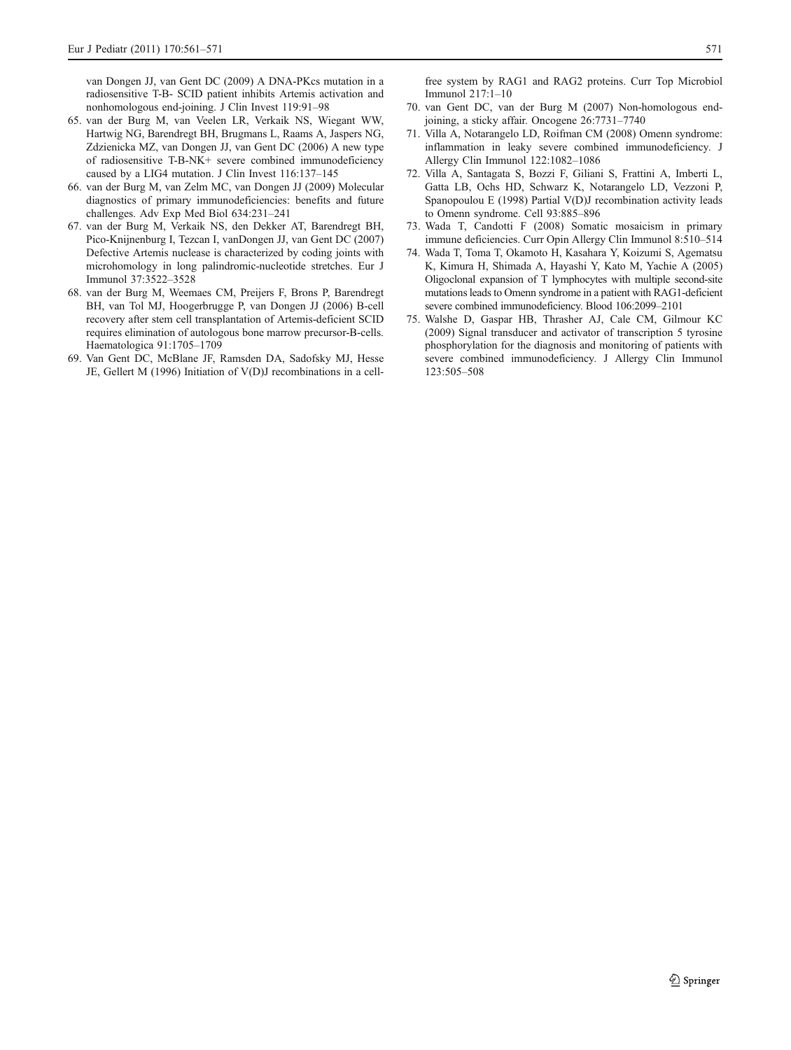van Dongen JJ, van Gent DC (2009) A DNA-PKcs mutation in a radiosensitive T-B- SCID patient inhibits Artemis activation and nonhomologous end-joining. J Clin Invest 119:91–98

65. van der Burg M, van Veelen LR, Verkaik NS, Wiegant WW, Hartwig NG, Barendregt BH, Brugmans L, Raams A, Jaspers NG, Zdzienicka MZ, van Dongen JJ, van Gent DC (2006) A new type of radiosensitive T-B-NK+ severe combined immunodeficiency caused by a LIG4 mutation. J Clin Invest 116:137–145
66. van der Burg M, van Zelm MC, van Dongen JJ (2009) Molecular diagnostics of primary immunodeficiencies: benefits and future challenges. Adv Exp Med Biol 634:231–241
67. van der Burg M, Verkaik NS, den Dekker AT, Barendregt BH, Pico-Knijnenburg I, Tezcan I, vanDongen JJ, van Gent DC (2007) Defective Artemis nuclease is characterized by coding joints with microhomology in long palindromic-nucleotide stretches. Eur J Immunol 37:3522–3528
68. van der Burg M, Weemaes CM, Preijers F, Brons P, Barendregt BH, van Tol MJ, Hoogerbrugge P, van Dongen JJ (2006) B-cell recovery after stem cell transplantation of Artemis-deficient SCID requires elimination of autologous bone marrow precursor-B-cells. Haematologica 91:1705–1709
69. Van Gent DC, McBlane JF, Ramsden DA, Sadofsky MJ, Hesse JE, Gellert M (1996) Initiation of V(D)J recombinations in a cell-free system by RAG1 and RAG2 proteins. Curr Top Microbiol Immunol 217:1–10
70. van Gent DC, van der Burg M (2007) Non-homologous end-joining, a sticky affair. Oncogene 26:7731–7740
71. Villa A, Notarangelo LD, Roifman CM (2008) Omenn syndrome: inflammation in leaky severe combined immunodeficiency. J Allergy Clin Immunol 122:1082–1086
72. Villa A, Santagata S, Bozzi F, Giliani S, Frattini A, Imberti L, Gatta LB, Ochs HD, Schwarz K, Notarangelo LD, Vezzoni P, Spanopoulou E (1998) Partial V(D)J recombination activity leads to Omenn syndrome. Cell 93:885–896
73. Wada T, Candotti F (2008) Somatic mosaicism in primary immune deficiencies. Curr Opin Allergy Clin Immunol 8:510–514
74. Wada T, Toma T, Okamoto H, Kasahara Y, Koizumi S, Agematsu K, Kimura H, Shimada A, Hayashi Y, Kato M, Yachie A (2005) Oligoclonal expansion of T lymphocytes with multiple second-site mutations leads to Omenn syndrome in a patient with RAG1-deficient severe combined immunodeficiency. Blood 106:2099–2101
75. Walshe D, Gaspar HB, Thrasher AJ, Cale CM, Gilmour KC (2009) Signal transducer and activator of transcription 5 tyrosine phosphorylation for the diagnosis and monitoring of patients with severe combined immunodeficiency. J Allergy Clin Immunol 123:505–508